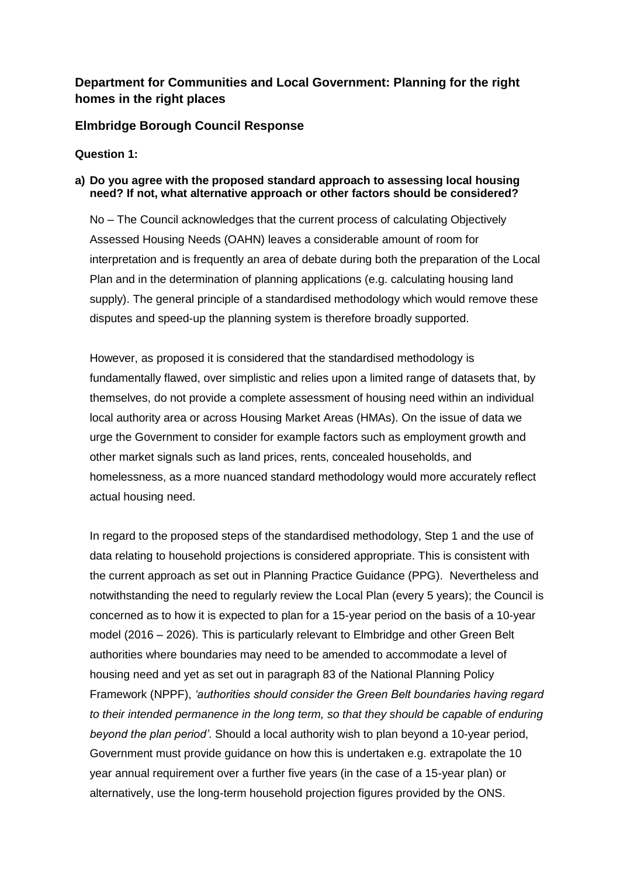## Department for Communities and Local Government: Planning for the right homes in the right places

## Elmbridge Borough Council Response

**Question 1:**

**a) Do you agree with the proposed standard approach to assessing local housing need? If not, what alternative approach or other factors should be considered?**

No – The Council acknowledges that the current process of calculating Objectively Assessed Housing Needs (OAHN) leaves a considerable amount of room for interpretation and is frequently an area of debate during both the preparation of the Local Plan and in the determination of planning applications (e.g. calculating housing land supply). The general principle of a standardised methodology which would remove these disputes and speed-up the planning system is therefore broadly supported.

However, as proposed it is considered that the standardised methodology is fundamentally flawed, over simplistic and relies upon a limited range of datasets that, by themselves, do not provide a complete assessment of housing need within an individual local authority area or across Housing Market Areas (HMAs). On the issue of data we urge the Government to consider for example factors such as employment growth and other market signals such as land prices, rents, concealed households, and homelessness, as a more nuanced standard methodology would more accurately reflect actual housing need.

In regard to the proposed steps of the standardised methodology, Step 1 and the use of data relating to household projections is considered appropriate. This is consistent with the current approach as set out in Planning Practice Guidance (PPG). Nevertheless and notwithstanding the need to regularly review the Local Plan (every 5 years); the Council is concerned as to how it is expected to plan for a 15-year period on the basis of a 10-year model (2016 – 2026). This is particularly relevant to Elmbridge and other Green Belt authorities where boundaries may need to be amended to accommodate a level of housing need and yet as set out in paragraph 83 of the National Planning Policy Framework (NPPF), *'authorities should consider the Green Belt boundaries having regard to their intended permanence in the long term, so that they should be capable of enduring beyond the plan period'*. Should a local authority wish to plan beyond a 10-year period, Government must provide guidance on how this is undertaken e.g. extrapolate the 10 year annual requirement over a further five years (in the case of a 15-year plan) or alternatively, use the long-term household projection figures provided by the ONS.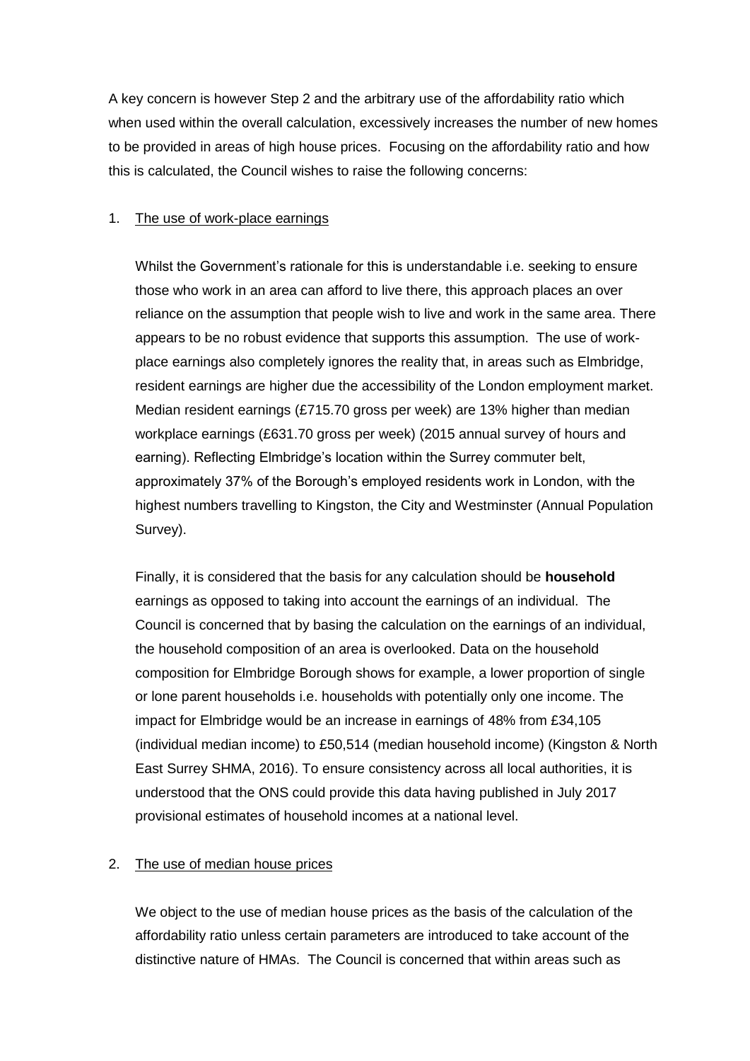A key concern is however Step 2 and the arbitrary use of the affordability ratio which when used within the overall calculation, excessively increases the number of new homes to be provided in areas of high house prices. Focusing on the affordability ratio and how this is calculated, the Council wishes to raise the following concerns:

1. <u>The use of work-place earnings</u>

   Whilst the Government's rationale for this is understandable i.e. seeking to ensure those who work in an area can afford to live there, this approach places an over reliance on the assumption that people wish to live and work in the same area. There appears to be no robust evidence that supports this assumption. The use of work-place earnings also completely ignores the reality that, in areas such as Elmbridge, resident earnings are higher due the accessibility of the London employment market. Median resident earnings (£715.70 gross per week) are 13% higher than median workplace earnings (£631.70 gross per week) (2015 annual survey of hours and earning). Reflecting Elmbridge's location within the Surrey commuter belt, approximately 37% of the Borough's employed residents work in London, with the highest numbers travelling to Kingston, the City and Westminster (Annual Population Survey).

   Finally, it is considered that the basis for any calculation should be **household** earnings as opposed to taking into account the earnings of an individual. The Council is concerned that by basing the calculation on the earnings of an individual, the household composition of an area is overlooked. Data on the household composition for Elmbridge Borough shows for example, a lower proportion of single or lone parent households i.e. households with potentially only one income. The impact for Elmbridge would be an increase in earnings of 48% from £34,105 (individual median income) to £50,514 (median household income) (Kingston & North East Surrey SHMA, 2016). To ensure consistency across all local authorities, it is understood that the ONS could provide this data having published in July 2017 provisional estimates of household incomes at a national level.

2. <u>The use of median house prices</u>

   We object to the use of median house prices as the basis of the calculation of the affordability ratio unless certain parameters are introduced to take account of the distinctive nature of HMAs. The Council is concerned that within areas such as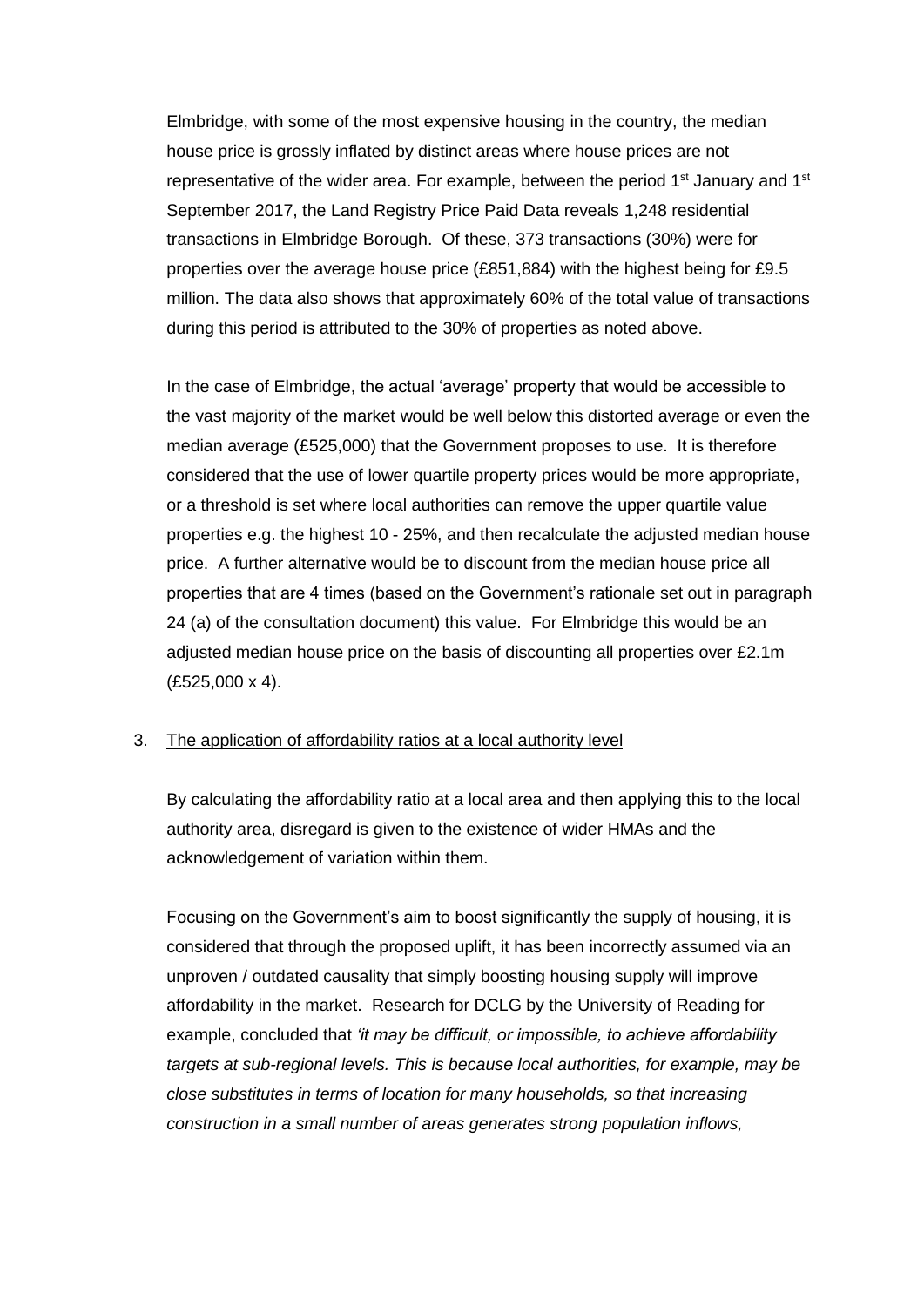Elmbridge, with some of the most expensive housing in the country, the median house price is grossly inflated by distinct areas where house prices are not representative of the wider area. For example, between the period 1st January and 1st September 2017, the Land Registry Price Paid Data reveals 1,248 residential transactions in Elmbridge Borough. Of these, 373 transactions (30%) were for properties over the average house price (£851,884) with the highest being for £9.5 million. The data also shows that approximately 60% of the total value of transactions during this period is attributed to the 30% of properties as noted above.

In the case of Elmbridge, the actual 'average' property that would be accessible to the vast majority of the market would be well below this distorted average or even the median average (£525,000) that the Government proposes to use. It is therefore considered that the use of lower quartile property prices would be more appropriate, or a threshold is set where local authorities can remove the upper quartile value properties e.g. the highest 10 - 25%, and then recalculate the adjusted median house price. A further alternative would be to discount from the median house price all properties that are 4 times (based on the Government's rationale set out in paragraph 24 (a) of the consultation document) this value. For Elmbridge this would be an adjusted median house price on the basis of discounting all properties over £2.1m (£525,000 x 4).

3. <u>The application of affordability ratios at a local authority level</u>

By calculating the affordability ratio at a local area and then applying this to the local authority area, disregard is given to the existence of wider HMAs and the acknowledgement of variation within them.

Focusing on the Government's aim to boost significantly the supply of housing, it is considered that through the proposed uplift, it has been incorrectly assumed via an unproven / outdated causality that simply boosting housing supply will improve affordability in the market. Research for DCLG by the University of Reading for example, concluded that *'it may be difficult, or impossible, to achieve affordability targets at sub-regional levels. This is because local authorities, for example, may be close substitutes in terms of location for many households, so that increasing construction in a small number of areas generates strong population inflows,*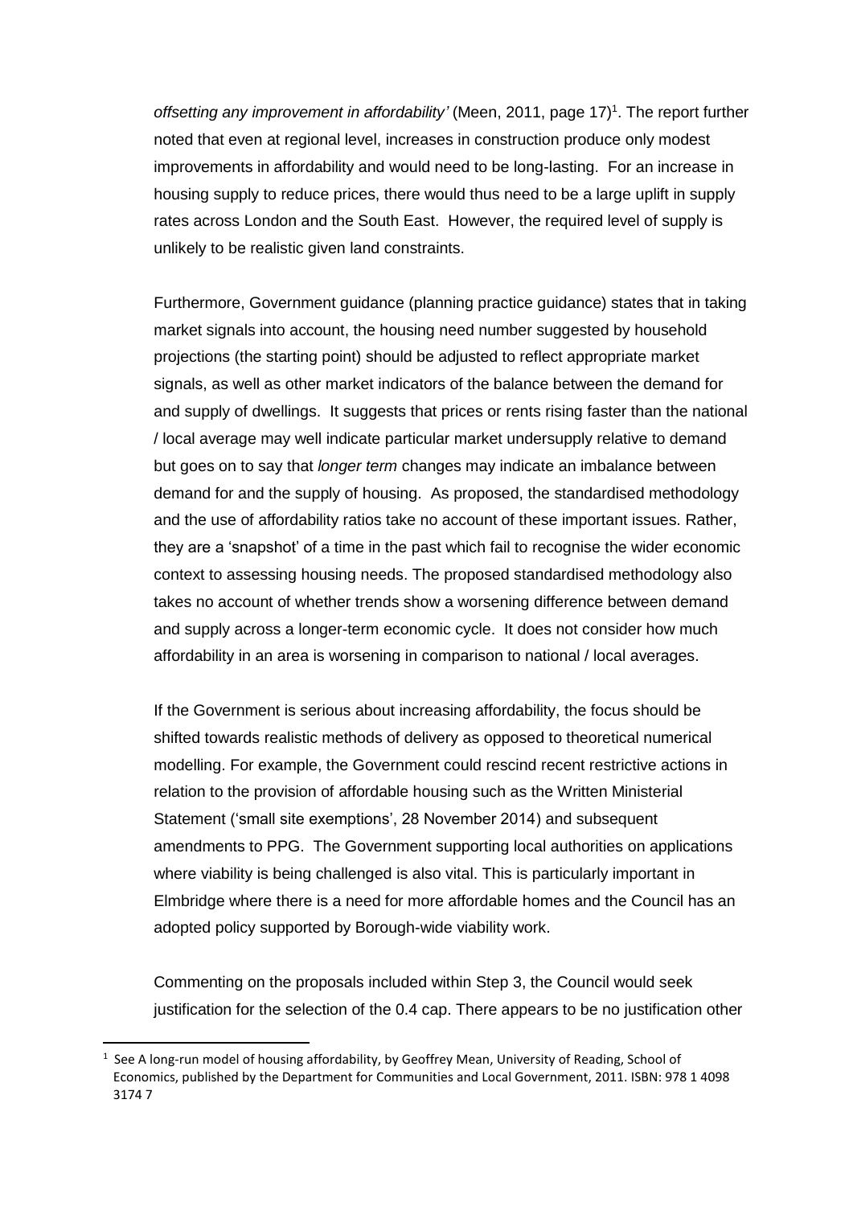*offsetting any improvement in affordability'* (Meen, 2011, page 17)[1]. The report further noted that even at regional level, increases in construction produce only modest improvements in affordability and would need to be long-lasting. For an increase in housing supply to reduce prices, there would thus need to be a large uplift in supply rates across London and the South East. However, the required level of supply is unlikely to be realistic given land constraints.

Furthermore, Government guidance (planning practice guidance) states that in taking market signals into account, the housing need number suggested by household projections (the starting point) should be adjusted to reflect appropriate market signals, as well as other market indicators of the balance between the demand for and supply of dwellings. It suggests that prices or rents rising faster than the national / local average may well indicate particular market undersupply relative to demand but goes on to say that *longer term* changes may indicate an imbalance between demand for and the supply of housing. As proposed, the standardised methodology and the use of affordability ratios take no account of these important issues. Rather, they are a 'snapshot' of a time in the past which fail to recognise the wider economic context to assessing housing needs. The proposed standardised methodology also takes no account of whether trends show a worsening difference between demand and supply across a longer-term economic cycle. It does not consider how much affordability in an area is worsening in comparison to national / local averages.

If the Government is serious about increasing affordability, the focus should be shifted towards realistic methods of delivery as opposed to theoretical numerical modelling. For example, the Government could rescind recent restrictive actions in relation to the provision of affordable housing such as the Written Ministerial Statement ('small site exemptions', 28 November 2014) and subsequent amendments to PPG. The Government supporting local authorities on applications where viability is being challenged is also vital. This is particularly important in Elmbridge where there is a need for more affordable homes and the Council has an adopted policy supported by Borough-wide viability work.

Commenting on the proposals included within Step 3, the Council would seek justification for the selection of the 0.4 cap. There appears to be no justification other

---

[1] See A long-run model of housing affordability, by Geoffrey Mean, University of Reading, School of Economics, published by the Department for Communities and Local Government, 2011. ISBN: 978 1 4098 3174 7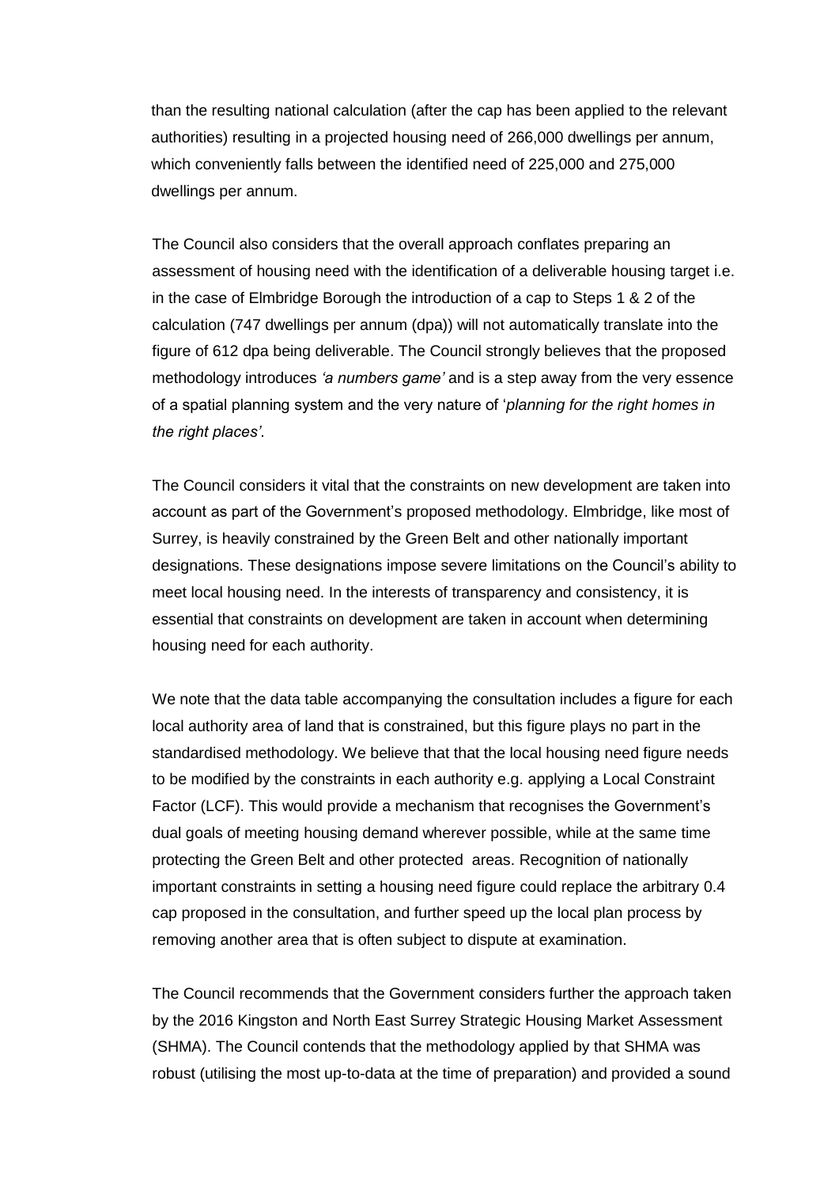than the resulting national calculation (after the cap has been applied to the relevant authorities) resulting in a projected housing need of 266,000 dwellings per annum, which conveniently falls between the identified need of 225,000 and 275,000 dwellings per annum.

The Council also considers that the overall approach conflates preparing an assessment of housing need with the identification of a deliverable housing target i.e. in the case of Elmbridge Borough the introduction of a cap to Steps 1 & 2 of the calculation (747 dwellings per annum (dpa)) will not automatically translate into the figure of 612 dpa being deliverable. The Council strongly believes that the proposed methodology introduces *'a numbers game'* and is a step away from the very essence of a spatial planning system and the very nature of '*planning for the right homes in the right places'*.

The Council considers it vital that the constraints on new development are taken into account as part of the Government's proposed methodology. Elmbridge, like most of Surrey, is heavily constrained by the Green Belt and other nationally important designations. These designations impose severe limitations on the Council's ability to meet local housing need. In the interests of transparency and consistency, it is essential that constraints on development are taken in account when determining housing need for each authority.

We note that the data table accompanying the consultation includes a figure for each local authority area of land that is constrained, but this figure plays no part in the standardised methodology. We believe that that the local housing need figure needs to be modified by the constraints in each authority e.g. applying a Local Constraint Factor (LCF). This would provide a mechanism that recognises the Government's dual goals of meeting housing demand wherever possible, while at the same time protecting the Green Belt and other protected areas. Recognition of nationally important constraints in setting a housing need figure could replace the arbitrary 0.4 cap proposed in the consultation, and further speed up the local plan process by removing another area that is often subject to dispute at examination.

The Council recommends that the Government considers further the approach taken by the 2016 Kingston and North East Surrey Strategic Housing Market Assessment (SHMA). The Council contends that the methodology applied by that SHMA was robust (utilising the most up-to-data at the time of preparation) and provided a sound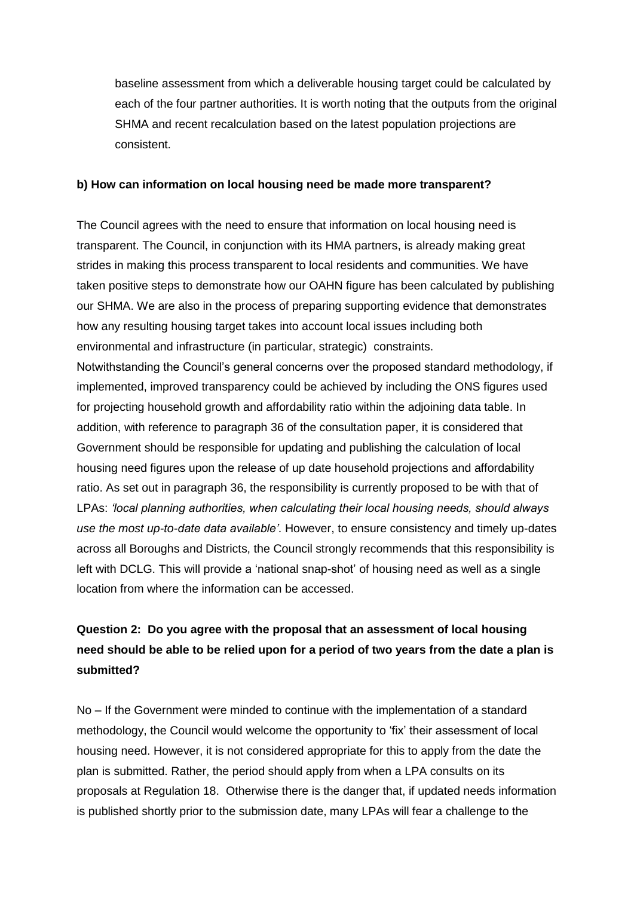baseline assessment from which a deliverable housing target could be calculated by each of the four partner authorities. It is worth noting that the outputs from the original SHMA and recent recalculation based on the latest population projections are consistent.

**b) How can information on local housing need be made more transparent?**

The Council agrees with the need to ensure that information on local housing need is transparent. The Council, in conjunction with its HMA partners, is already making great strides in making this process transparent to local residents and communities. We have taken positive steps to demonstrate how our OAHN figure has been calculated by publishing our SHMA. We are also in the process of preparing supporting evidence that demonstrates how any resulting housing target takes into account local issues including both environmental and infrastructure (in particular, strategic) constraints.

Notwithstanding the Council's general concerns over the proposed standard methodology, if implemented, improved transparency could be achieved by including the ONS figures used for projecting household growth and affordability ratio within the adjoining data table. In addition, with reference to paragraph 36 of the consultation paper, it is considered that Government should be responsible for updating and publishing the calculation of local housing need figures upon the release of up date household projections and affordability ratio. As set out in paragraph 36, the responsibility is currently proposed to be with that of LPAs: *'local planning authorities, when calculating their local housing needs, should always use the most up-to-date data available'*. However, to ensure consistency and timely up-dates across all Boroughs and Districts, the Council strongly recommends that this responsibility is left with DCLG. This will provide a 'national snap-shot' of housing need as well as a single location from where the information can be accessed.

**Question 2: Do you agree with the proposal that an assessment of local housing need should be able to be relied upon for a period of two years from the date a plan is submitted?**

No – If the Government were minded to continue with the implementation of a standard methodology, the Council would welcome the opportunity to 'fix' their assessment of local housing need. However, it is not considered appropriate for this to apply from the date the plan is submitted. Rather, the period should apply from when a LPA consults on its proposals at Regulation 18. Otherwise there is the danger that, if updated needs information is published shortly prior to the submission date, many LPAs will fear a challenge to the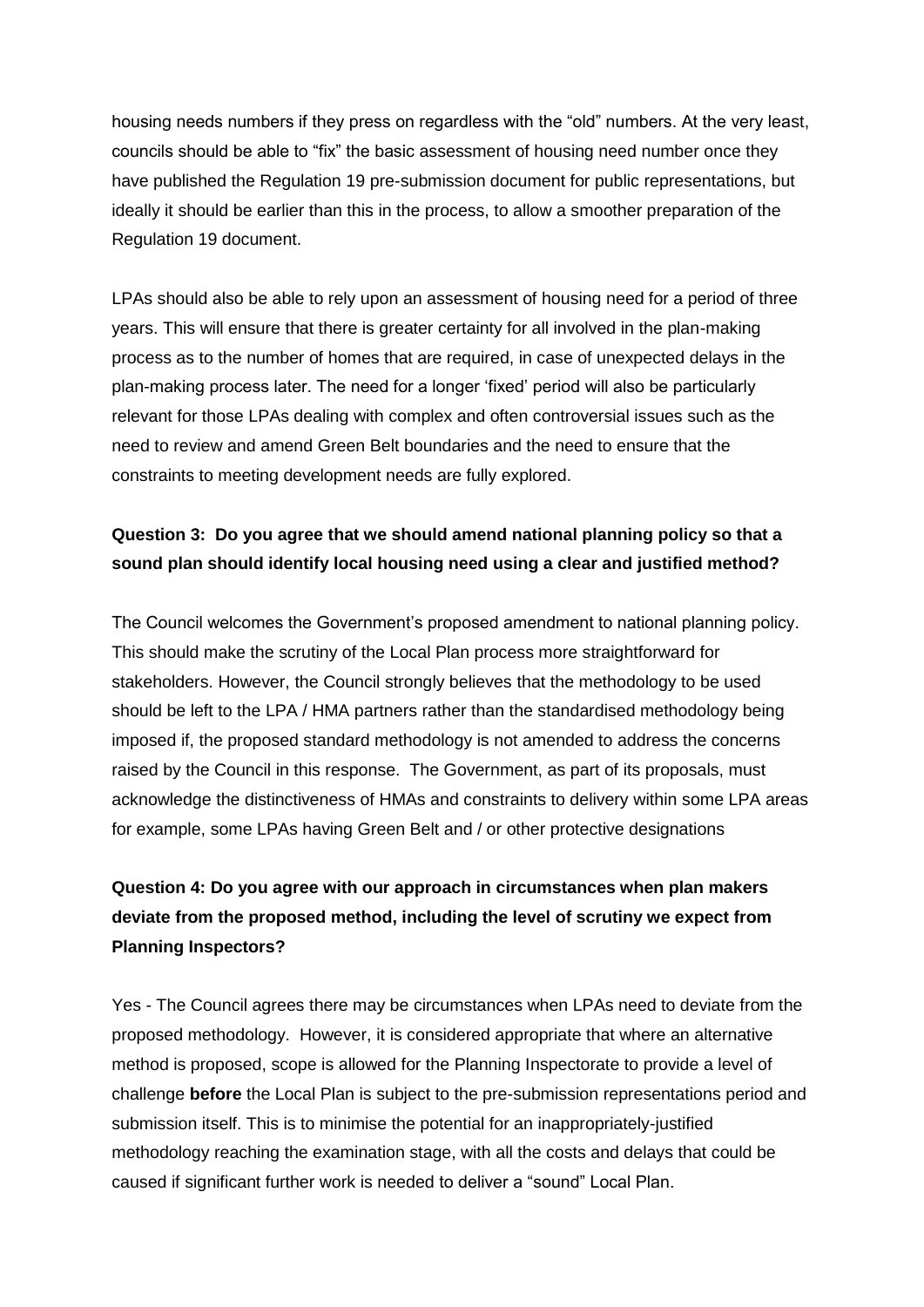housing needs numbers if they press on regardless with the "old" numbers. At the very least, councils should be able to "fix" the basic assessment of housing need number once they have published the Regulation 19 pre-submission document for public representations, but ideally it should be earlier than this in the process, to allow a smoother preparation of the Regulation 19 document.

LPAs should also be able to rely upon an assessment of housing need for a period of three years. This will ensure that there is greater certainty for all involved in the plan-making process as to the number of homes that are required, in case of unexpected delays in the plan-making process later. The need for a longer 'fixed' period will also be particularly relevant for those LPAs dealing with complex and often controversial issues such as the need to review and amend Green Belt boundaries and the need to ensure that the constraints to meeting development needs are fully explored.

**Question 3: Do you agree that we should amend national planning policy so that a sound plan should identify local housing need using a clear and justified method?**

The Council welcomes the Government's proposed amendment to national planning policy. This should make the scrutiny of the Local Plan process more straightforward for stakeholders. However, the Council strongly believes that the methodology to be used should be left to the LPA / HMA partners rather than the standardised methodology being imposed if, the proposed standard methodology is not amended to address the concerns raised by the Council in this response. The Government, as part of its proposals, must acknowledge the distinctiveness of HMAs and constraints to delivery within some LPA areas for example, some LPAs having Green Belt and / or other protective designations

**Question 4: Do you agree with our approach in circumstances when plan makers deviate from the proposed method, including the level of scrutiny we expect from Planning Inspectors?**

Yes - The Council agrees there may be circumstances when LPAs need to deviate from the proposed methodology. However, it is considered appropriate that where an alternative method is proposed, scope is allowed for the Planning Inspectorate to provide a level of challenge **before** the Local Plan is subject to the pre-submission representations period and submission itself. This is to minimise the potential for an inappropriately-justified methodology reaching the examination stage, with all the costs and delays that could be caused if significant further work is needed to deliver a "sound" Local Plan.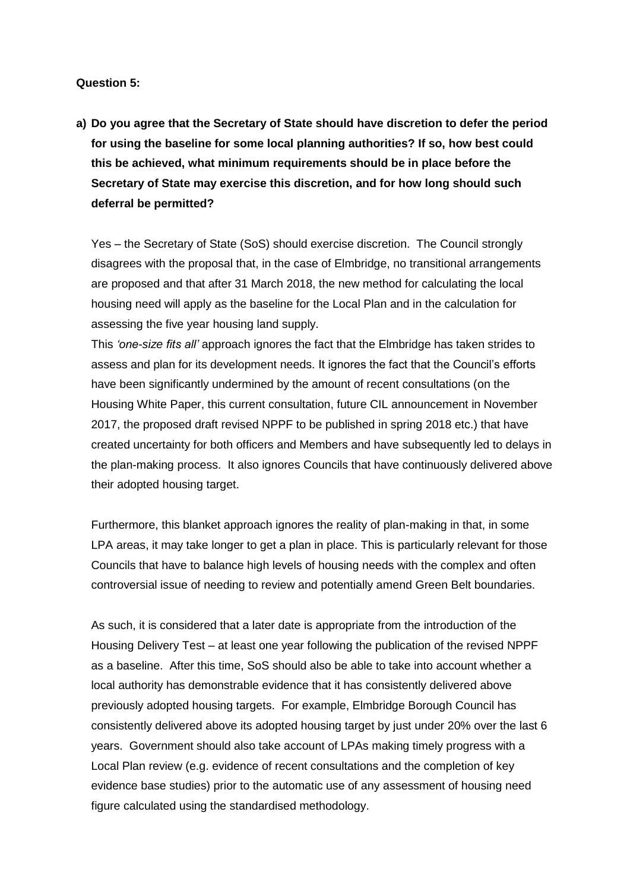**Question 5:**

**a) Do you agree that the Secretary of State should have discretion to defer the period for using the baseline for some local planning authorities? If so, how best could this be achieved, what minimum requirements should be in place before the Secretary of State may exercise this discretion, and for how long should such deferral be permitted?**

Yes – the Secretary of State (SoS) should exercise discretion. The Council strongly disagrees with the proposal that, in the case of Elmbridge, no transitional arrangements are proposed and that after 31 March 2018, the new method for calculating the local housing need will apply as the baseline for the Local Plan and in the calculation for assessing the five year housing land supply.

This *'one-size fits all'* approach ignores the fact that the Elmbridge has taken strides to assess and plan for its development needs. It ignores the fact that the Council's efforts have been significantly undermined by the amount of recent consultations (on the Housing White Paper, this current consultation, future CIL announcement in November 2017, the proposed draft revised NPPF to be published in spring 2018 etc.) that have created uncertainty for both officers and Members and have subsequently led to delays in the plan-making process. It also ignores Councils that have continuously delivered above their adopted housing target.

Furthermore, this blanket approach ignores the reality of plan-making in that, in some LPA areas, it may take longer to get a plan in place. This is particularly relevant for those Councils that have to balance high levels of housing needs with the complex and often controversial issue of needing to review and potentially amend Green Belt boundaries.

As such, it is considered that a later date is appropriate from the introduction of the Housing Delivery Test – at least one year following the publication of the revised NPPF as a baseline. After this time, SoS should also be able to take into account whether a local authority has demonstrable evidence that it has consistently delivered above previously adopted housing targets. For example, Elmbridge Borough Council has consistently delivered above its adopted housing target by just under 20% over the last 6 years. Government should also take account of LPAs making timely progress with a Local Plan review (e.g. evidence of recent consultations and the completion of key evidence base studies) prior to the automatic use of any assessment of housing need figure calculated using the standardised methodology.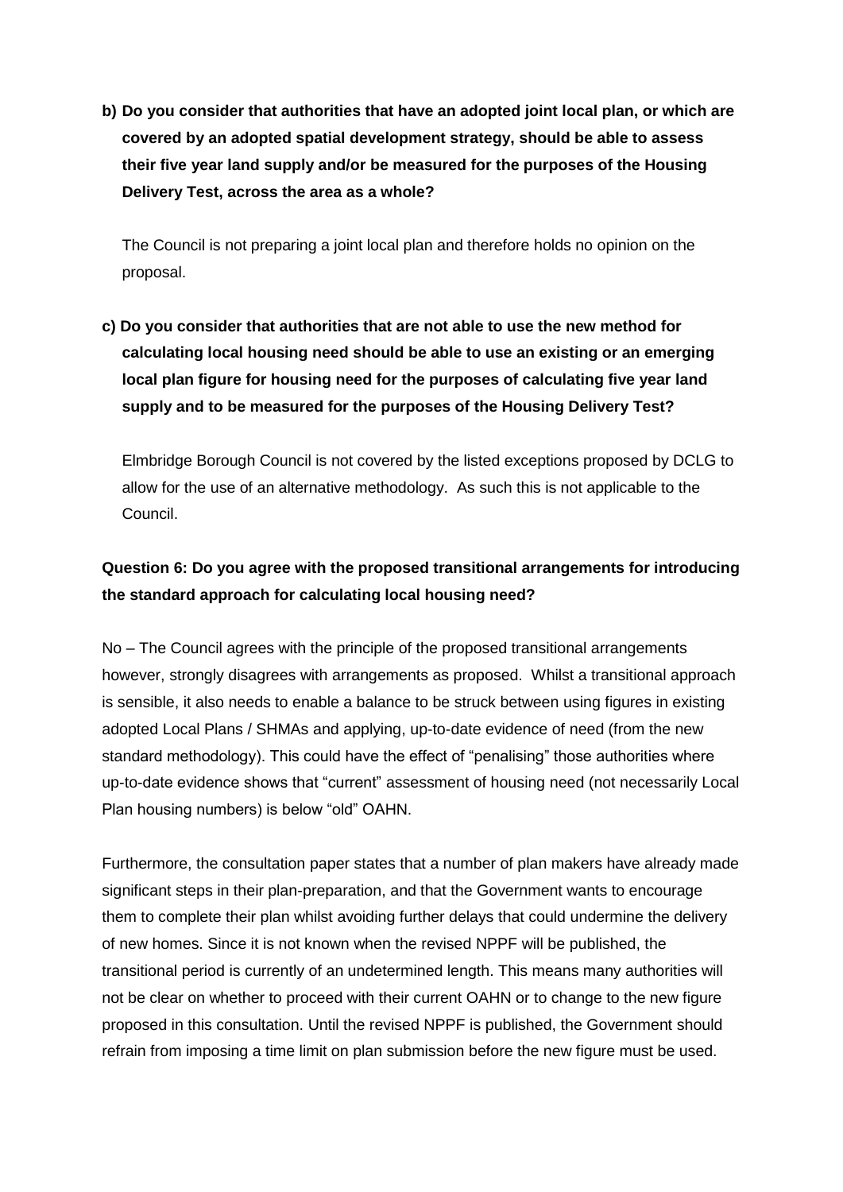**b) Do you consider that authorities that have an adopted joint local plan, or which are covered by an adopted spatial development strategy, should be able to assess their five year land supply and/or be measured for the purposes of the Housing Delivery Test, across the area as a whole?**

The Council is not preparing a joint local plan and therefore holds no opinion on the proposal.

**c) Do you consider that authorities that are not able to use the new method for calculating local housing need should be able to use an existing or an emerging local plan figure for housing need for the purposes of calculating five year land supply and to be measured for the purposes of the Housing Delivery Test?**

Elmbridge Borough Council is not covered by the listed exceptions proposed by DCLG to allow for the use of an alternative methodology. As such this is not applicable to the Council.

**Question 6: Do you agree with the proposed transitional arrangements for introducing the standard approach for calculating local housing need?**

No – The Council agrees with the principle of the proposed transitional arrangements however, strongly disagrees with arrangements as proposed. Whilst a transitional approach is sensible, it also needs to enable a balance to be struck between using figures in existing adopted Local Plans / SHMAs and applying, up-to-date evidence of need (from the new standard methodology). This could have the effect of "penalising" those authorities where up-to-date evidence shows that "current" assessment of housing need (not necessarily Local Plan housing numbers) is below "old" OAHN.

Furthermore, the consultation paper states that a number of plan makers have already made significant steps in their plan-preparation, and that the Government wants to encourage them to complete their plan whilst avoiding further delays that could undermine the delivery of new homes. Since it is not known when the revised NPPF will be published, the transitional period is currently of an undetermined length. This means many authorities will not be clear on whether to proceed with their current OAHN or to change to the new figure proposed in this consultation. Until the revised NPPF is published, the Government should refrain from imposing a time limit on plan submission before the new figure must be used.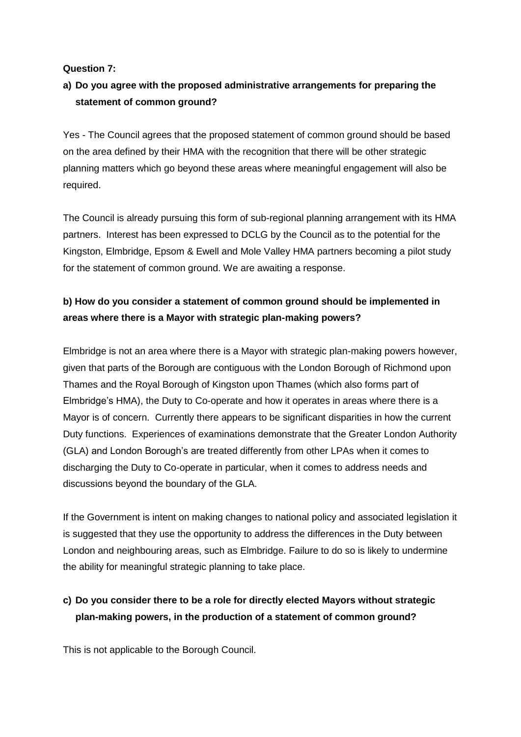**Question 7:**

**a) Do you agree with the proposed administrative arrangements for preparing the statement of common ground?**

Yes - The Council agrees that the proposed statement of common ground should be based on the area defined by their HMA with the recognition that there will be other strategic planning matters which go beyond these areas where meaningful engagement will also be required.

The Council is already pursuing this form of sub-regional planning arrangement with its HMA partners. Interest has been expressed to DCLG by the Council as to the potential for the Kingston, Elmbridge, Epsom & Ewell and Mole Valley HMA partners becoming a pilot study for the statement of common ground. We are awaiting a response.

**b) How do you consider a statement of common ground should be implemented in areas where there is a Mayor with strategic plan-making powers?**

Elmbridge is not an area where there is a Mayor with strategic plan-making powers however, given that parts of the Borough are contiguous with the London Borough of Richmond upon Thames and the Royal Borough of Kingston upon Thames (which also forms part of Elmbridge's HMA), the Duty to Co-operate and how it operates in areas where there is a Mayor is of concern. Currently there appears to be significant disparities in how the current Duty functions. Experiences of examinations demonstrate that the Greater London Authority (GLA) and London Borough's are treated differently from other LPAs when it comes to discharging the Duty to Co-operate in particular, when it comes to address needs and discussions beyond the boundary of the GLA.

If the Government is intent on making changes to national policy and associated legislation it is suggested that they use the opportunity to address the differences in the Duty between London and neighbouring areas, such as Elmbridge. Failure to do so is likely to undermine the ability for meaningful strategic planning to take place.

**c) Do you consider there to be a role for directly elected Mayors without strategic plan-making powers, in the production of a statement of common ground?**

This is not applicable to the Borough Council.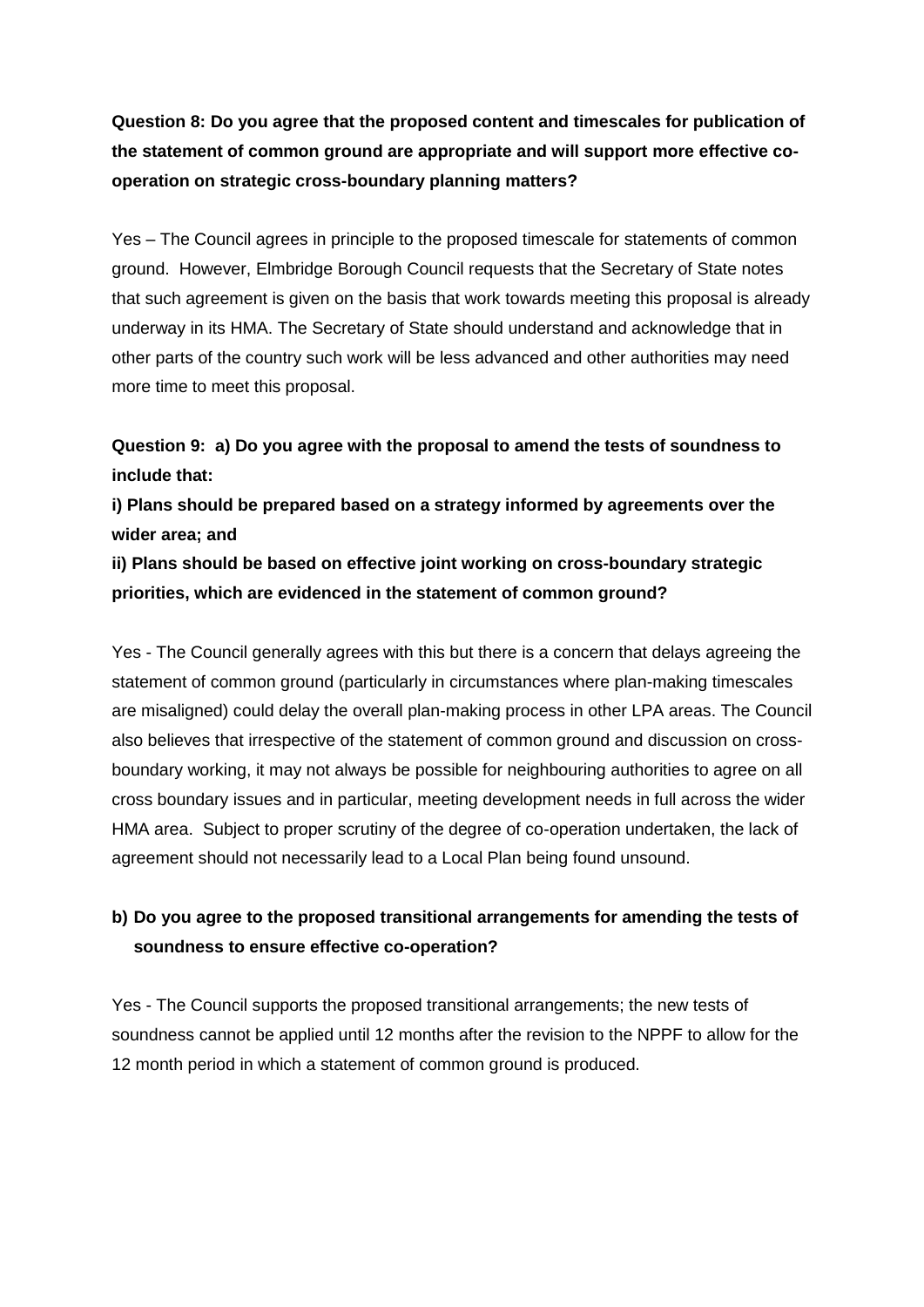**Question 8: Do you agree that the proposed content and timescales for publication of the statement of common ground are appropriate and will support more effective co-operation on strategic cross-boundary planning matters?**

Yes – The Council agrees in principle to the proposed timescale for statements of common ground. However, Elmbridge Borough Council requests that the Secretary of State notes that such agreement is given on the basis that work towards meeting this proposal is already underway in its HMA. The Secretary of State should understand and acknowledge that in other parts of the country such work will be less advanced and other authorities may need more time to meet this proposal.

**Question 9: a) Do you agree with the proposal to amend the tests of soundness to include that:**

**i) Plans should be prepared based on a strategy informed by agreements over the wider area; and**

**ii) Plans should be based on effective joint working on cross-boundary strategic priorities, which are evidenced in the statement of common ground?**

Yes - The Council generally agrees with this but there is a concern that delays agreeing the statement of common ground (particularly in circumstances where plan-making timescales are misaligned) could delay the overall plan-making process in other LPA areas. The Council also believes that irrespective of the statement of common ground and discussion on cross-boundary working, it may not always be possible for neighbouring authorities to agree on all cross boundary issues and in particular, meeting development needs in full across the wider HMA area. Subject to proper scrutiny of the degree of co-operation undertaken, the lack of agreement should not necessarily lead to a Local Plan being found unsound.

**b) Do you agree to the proposed transitional arrangements for amending the tests of soundness to ensure effective co-operation?**

Yes - The Council supports the proposed transitional arrangements; the new tests of soundness cannot be applied until 12 months after the revision to the NPPF to allow for the 12 month period in which a statement of common ground is produced.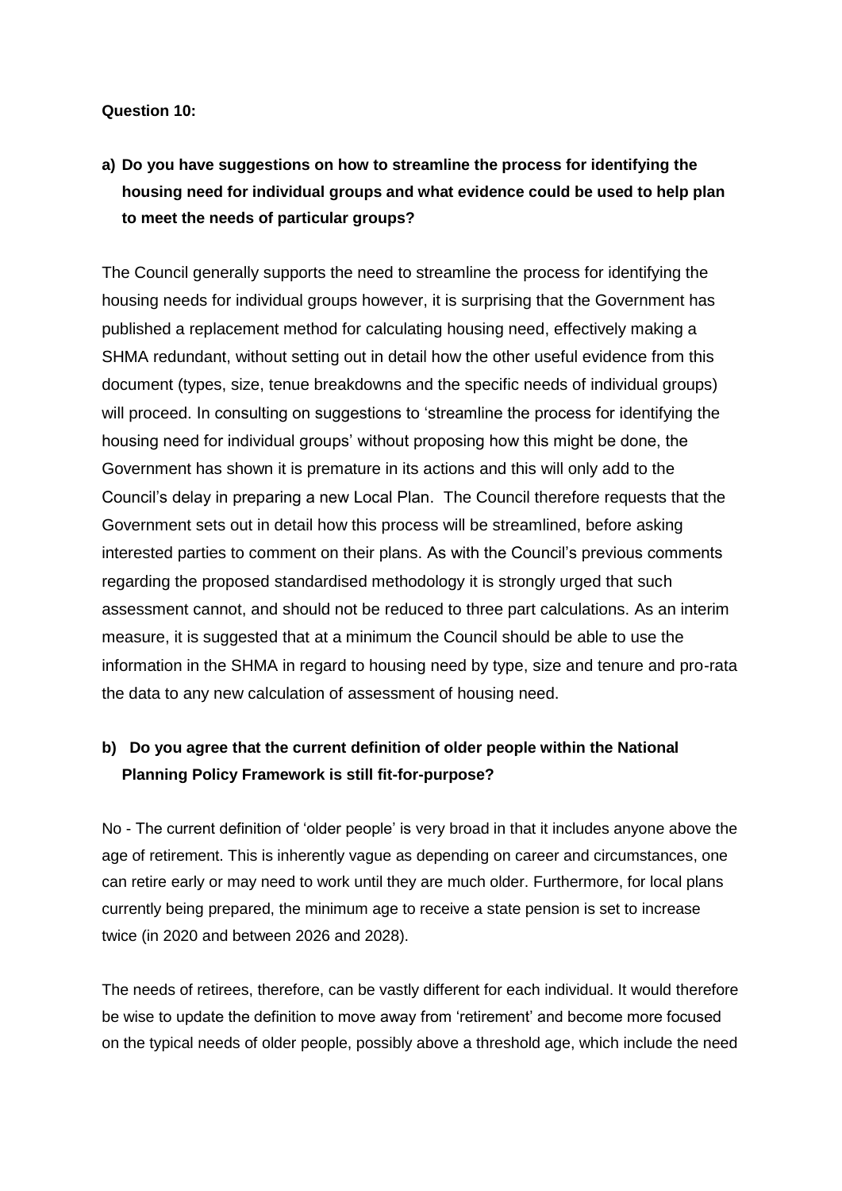**Question 10:**

**a) Do you have suggestions on how to streamline the process for identifying the housing need for individual groups and what evidence could be used to help plan to meet the needs of particular groups?**

The Council generally supports the need to streamline the process for identifying the housing needs for individual groups however, it is surprising that the Government has published a replacement method for calculating housing need, effectively making a SHMA redundant, without setting out in detail how the other useful evidence from this document (types, size, tenue breakdowns and the specific needs of individual groups) will proceed. In consulting on suggestions to 'streamline the process for identifying the housing need for individual groups' without proposing how this might be done, the Government has shown it is premature in its actions and this will only add to the Council's delay in preparing a new Local Plan. The Council therefore requests that the Government sets out in detail how this process will be streamlined, before asking interested parties to comment on their plans. As with the Council's previous comments regarding the proposed standardised methodology it is strongly urged that such assessment cannot, and should not be reduced to three part calculations. As an interim measure, it is suggested that at a minimum the Council should be able to use the information in the SHMA in regard to housing need by type, size and tenure and pro-rata the data to any new calculation of assessment of housing need.

**b) Do you agree that the current definition of older people within the National Planning Policy Framework is still fit-for-purpose?**

No - The current definition of 'older people' is very broad in that it includes anyone above the age of retirement. This is inherently vague as depending on career and circumstances, one can retire early or may need to work until they are much older. Furthermore, for local plans currently being prepared, the minimum age to receive a state pension is set to increase twice (in 2020 and between 2026 and 2028).

The needs of retirees, therefore, can be vastly different for each individual. It would therefore be wise to update the definition to move away from 'retirement' and become more focused on the typical needs of older people, possibly above a threshold age, which include the need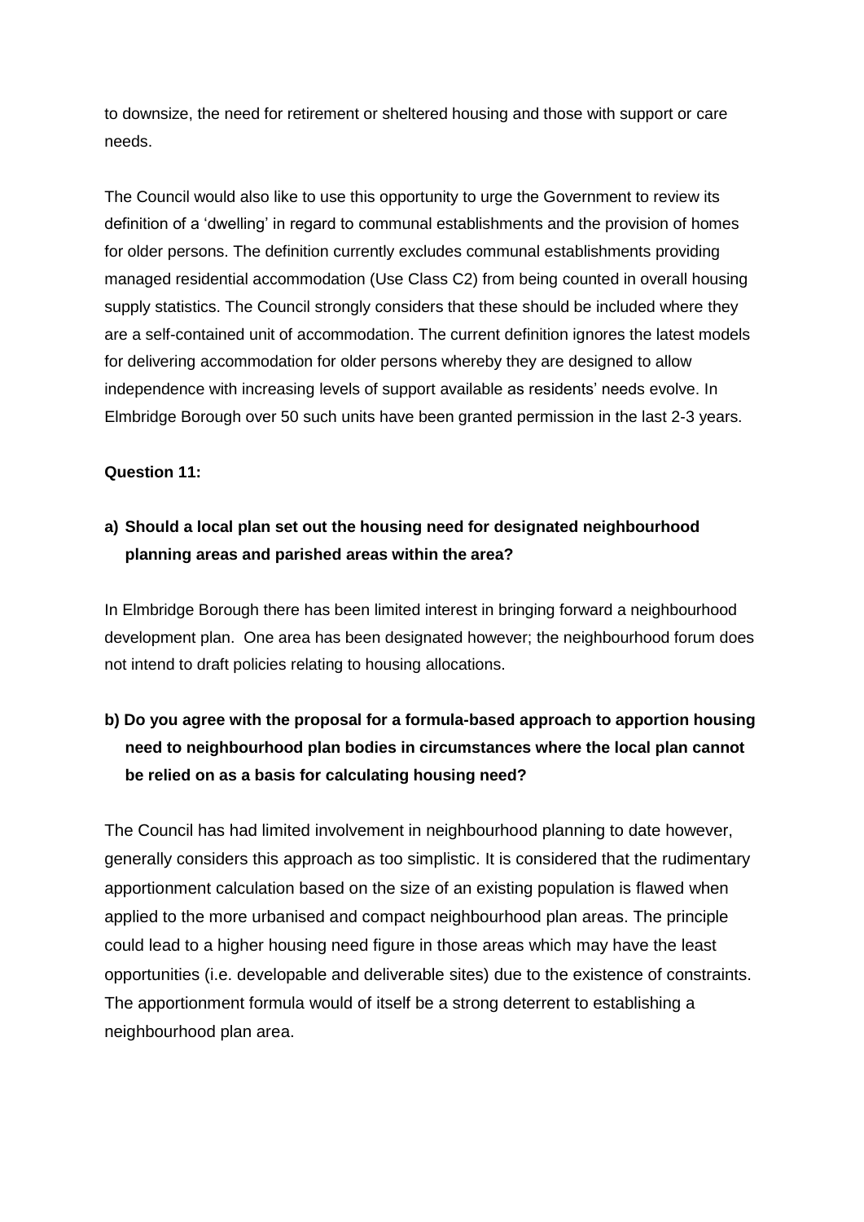to downsize, the need for retirement or sheltered housing and those with support or care needs.

The Council would also like to use this opportunity to urge the Government to review its definition of a 'dwelling' in regard to communal establishments and the provision of homes for older persons. The definition currently excludes communal establishments providing managed residential accommodation (Use Class C2) from being counted in overall housing supply statistics. The Council strongly considers that these should be included where they are a self-contained unit of accommodation. The current definition ignores the latest models for delivering accommodation for older persons whereby they are designed to allow independence with increasing levels of support available as residents' needs evolve. In Elmbridge Borough over 50 such units have been granted permission in the last 2-3 years.

**Question 11:**

**a) Should a local plan set out the housing need for designated neighbourhood planning areas and parished areas within the area?**

In Elmbridge Borough there has been limited interest in bringing forward a neighbourhood development plan. One area has been designated however; the neighbourhood forum does not intend to draft policies relating to housing allocations.

**b) Do you agree with the proposal for a formula-based approach to apportion housing need to neighbourhood plan bodies in circumstances where the local plan cannot be relied on as a basis for calculating housing need?**

The Council has had limited involvement in neighbourhood planning to date however, generally considers this approach as too simplistic. It is considered that the rudimentary apportionment calculation based on the size of an existing population is flawed when applied to the more urbanised and compact neighbourhood plan areas. The principle could lead to a higher housing need figure in those areas which may have the least opportunities (i.e. developable and deliverable sites) due to the existence of constraints. The apportionment formula would of itself be a strong deterrent to establishing a neighbourhood plan area.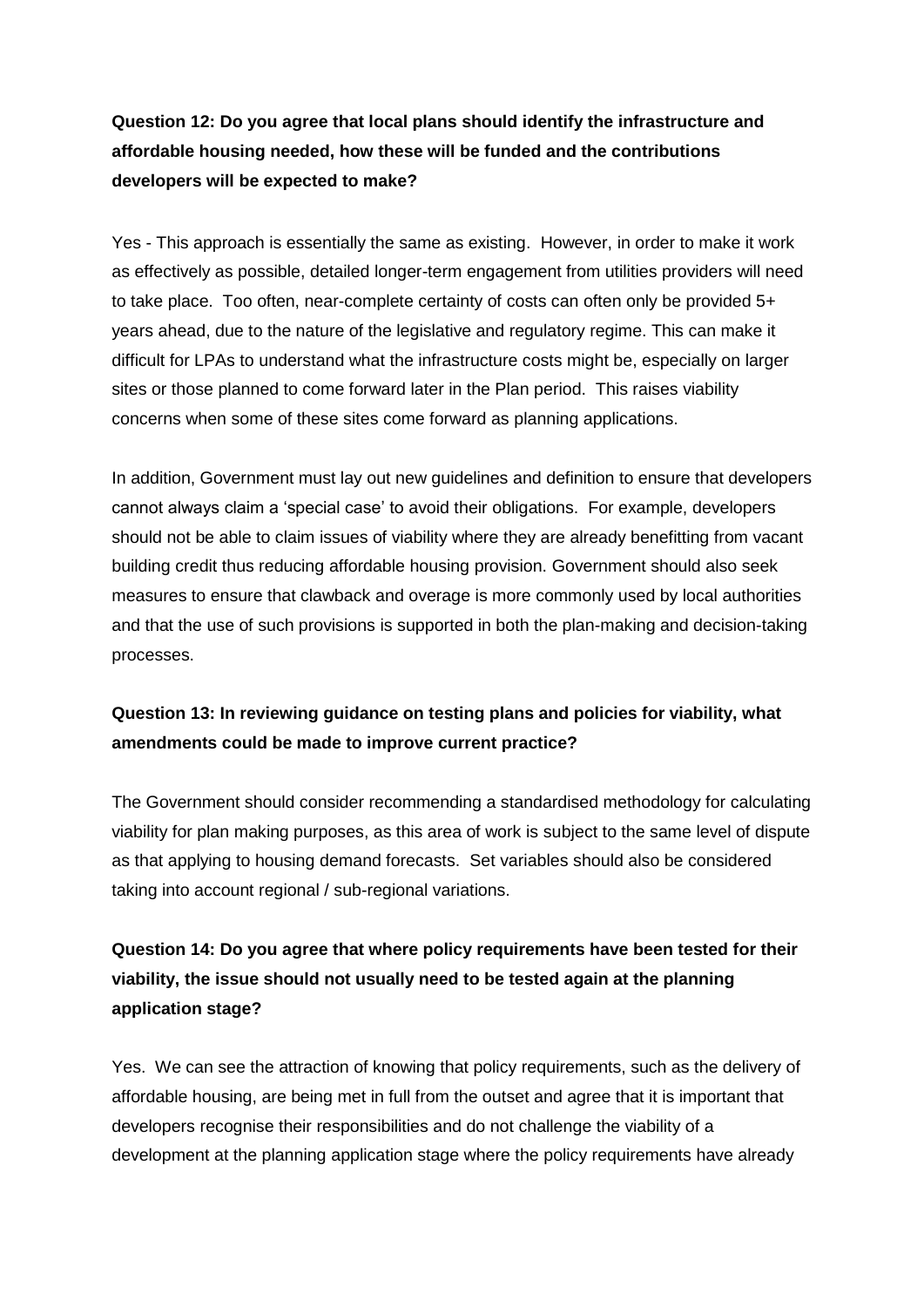**Question 12: Do you agree that local plans should identify the infrastructure and affordable housing needed, how these will be funded and the contributions developers will be expected to make?**

Yes - This approach is essentially the same as existing. However, in order to make it work as effectively as possible, detailed longer-term engagement from utilities providers will need to take place. Too often, near-complete certainty of costs can often only be provided 5+ years ahead, due to the nature of the legislative and regulatory regime. This can make it difficult for LPAs to understand what the infrastructure costs might be, especially on larger sites or those planned to come forward later in the Plan period. This raises viability concerns when some of these sites come forward as planning applications.

In addition, Government must lay out new guidelines and definition to ensure that developers cannot always claim a 'special case' to avoid their obligations. For example, developers should not be able to claim issues of viability where they are already benefitting from vacant building credit thus reducing affordable housing provision. Government should also seek measures to ensure that clawback and overage is more commonly used by local authorities and that the use of such provisions is supported in both the plan-making and decision-taking processes.

**Question 13: In reviewing guidance on testing plans and policies for viability, what amendments could be made to improve current practice?**

The Government should consider recommending a standardised methodology for calculating viability for plan making purposes, as this area of work is subject to the same level of dispute as that applying to housing demand forecasts. Set variables should also be considered taking into account regional / sub-regional variations.

**Question 14: Do you agree that where policy requirements have been tested for their viability, the issue should not usually need to be tested again at the planning application stage?**

Yes. We can see the attraction of knowing that policy requirements, such as the delivery of affordable housing, are being met in full from the outset and agree that it is important that developers recognise their responsibilities and do not challenge the viability of a development at the planning application stage where the policy requirements have already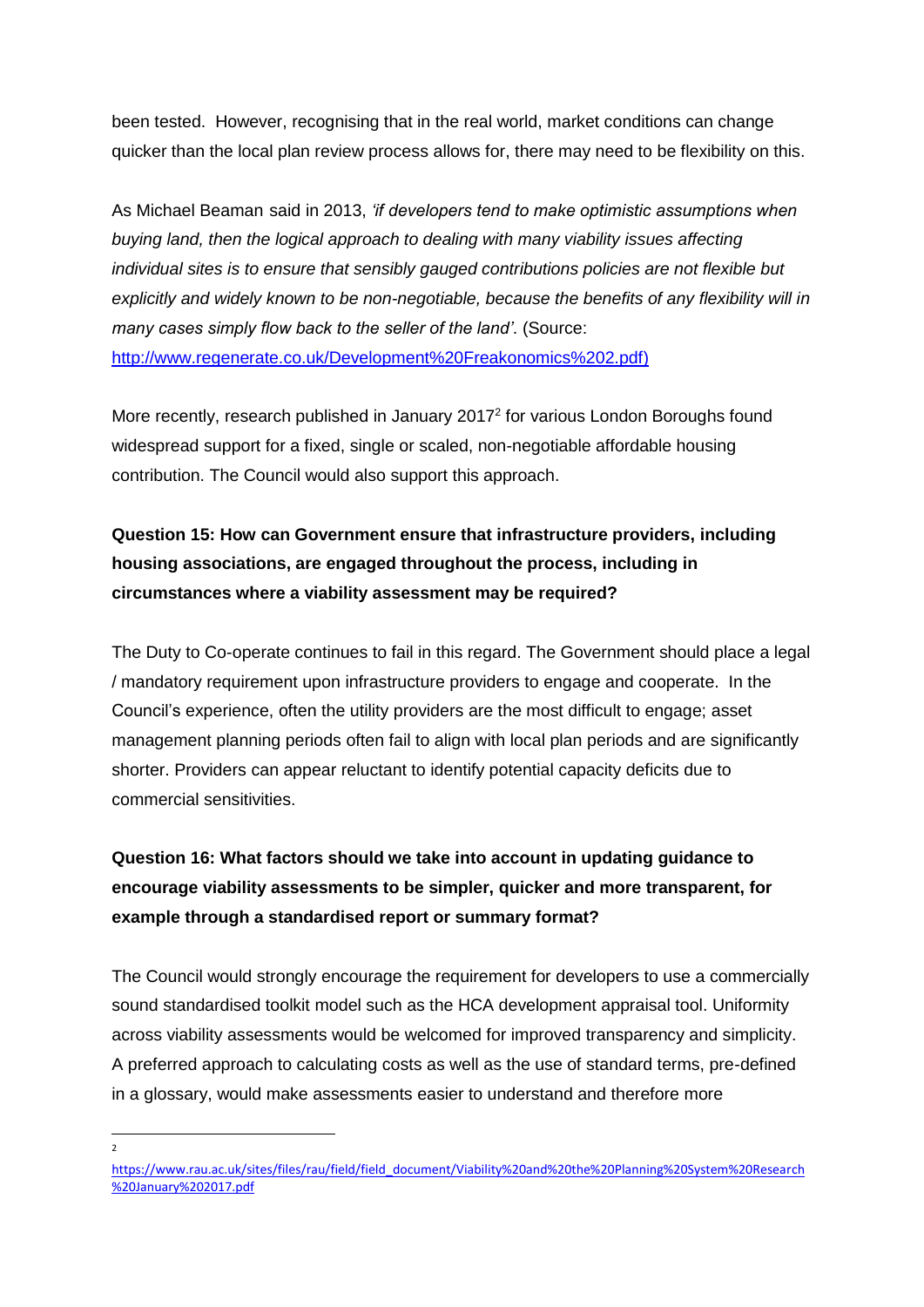been tested. However, recognising that in the real world, market conditions can change quicker than the local plan review process allows for, there may need to be flexibility on this.

As Michael Beaman said in 2013, *'if developers tend to make optimistic assumptions when buying land, then the logical approach to dealing with many viability issues affecting individual sites is to ensure that sensibly gauged contributions policies are not flexible but explicitly and widely known to be non-negotiable, because the benefits of any flexibility will in many cases simply flow back to the seller of the land'*. (Source: http://www.regenerate.co.uk/Development%20Freakonomics%202.pdf)

More recently, research published in January 2017[2] for various London Boroughs found widespread support for a fixed, single or scaled, non-negotiable affordable housing contribution. The Council would also support this approach.

**Question 15: How can Government ensure that infrastructure providers, including housing associations, are engaged throughout the process, including in circumstances where a viability assessment may be required?**

The Duty to Co-operate continues to fail in this regard. The Government should place a legal / mandatory requirement upon infrastructure providers to engage and cooperate. In the Council's experience, often the utility providers are the most difficult to engage; asset management planning periods often fail to align with local plan periods and are significantly shorter. Providers can appear reluctant to identify potential capacity deficits due to commercial sensitivities.

**Question 16: What factors should we take into account in updating guidance to encourage viability assessments to be simpler, quicker and more transparent, for example through a standardised report or summary format?**

The Council would strongly encourage the requirement for developers to use a commercially sound standardised toolkit model such as the HCA development appraisal tool. Uniformity across viability assessments would be welcomed for improved transparency and simplicity. A preferred approach to calculating costs as well as the use of standard terms, pre-defined in a glossary, would make assessments easier to understand and therefore more

---

[2] https://www.rau.ac.uk/sites/files/rau/field/field_document/Viability%20and%20the%20Planning%20System%20Research%20January%202017.pdf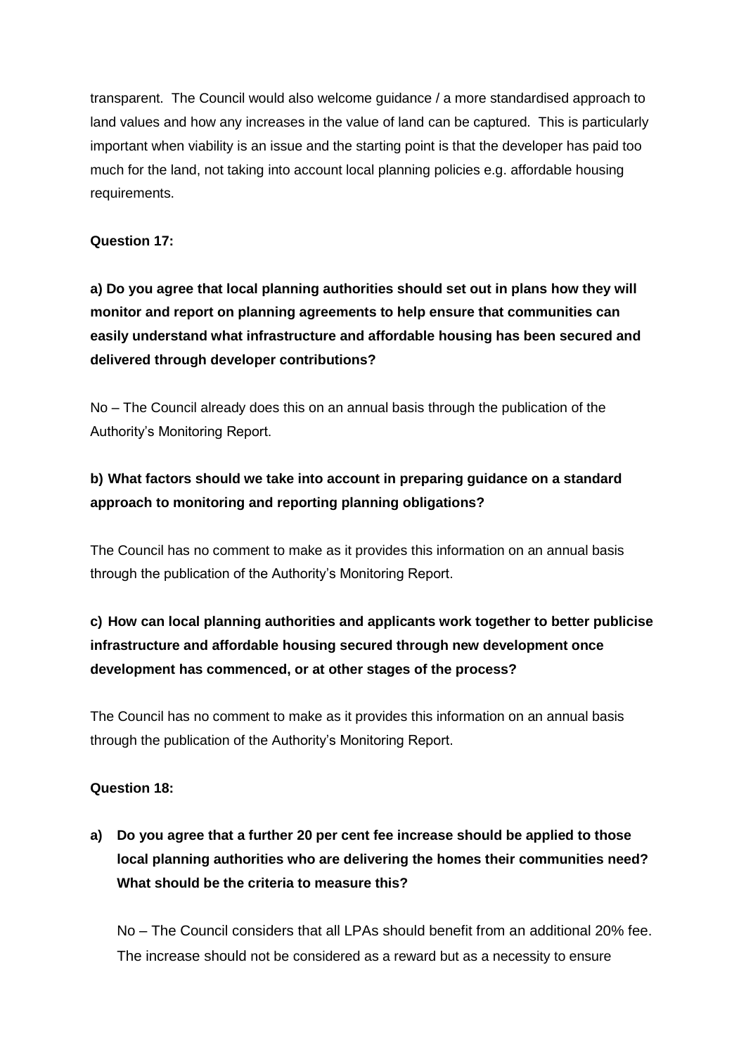transparent. The Council would also welcome guidance / a more standardised approach to land values and how any increases in the value of land can be captured. This is particularly important when viability is an issue and the starting point is that the developer has paid too much for the land, not taking into account local planning policies e.g. affordable housing requirements.

**Question 17:**

**a) Do you agree that local planning authorities should set out in plans how they will monitor and report on planning agreements to help ensure that communities can easily understand what infrastructure and affordable housing has been secured and delivered through developer contributions?**

No – The Council already does this on an annual basis through the publication of the Authority's Monitoring Report.

**b) What factors should we take into account in preparing guidance on a standard approach to monitoring and reporting planning obligations?**

The Council has no comment to make as it provides this information on an annual basis through the publication of the Authority's Monitoring Report.

**c) How can local planning authorities and applicants work together to better publicise infrastructure and affordable housing secured through new development once development has commenced, or at other stages of the process?**

The Council has no comment to make as it provides this information on an annual basis through the publication of the Authority's Monitoring Report.

**Question 18:**

**a) Do you agree that a further 20 per cent fee increase should be applied to those local planning authorities who are delivering the homes their communities need? What should be the criteria to measure this?**

No – The Council considers that all LPAs should benefit from an additional 20% fee. The increase should not be considered as a reward but as a necessity to ensure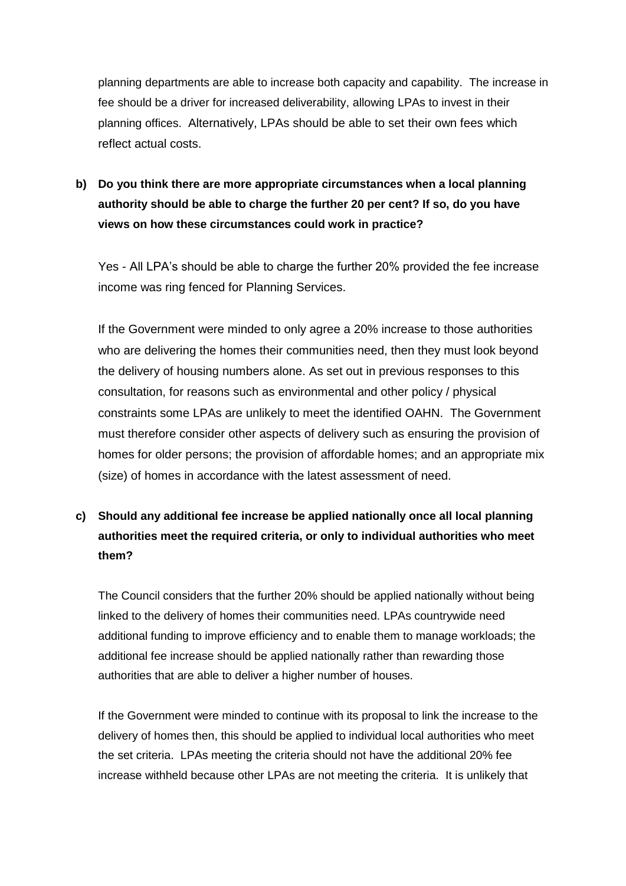planning departments are able to increase both capacity and capability. The increase in fee should be a driver for increased deliverability, allowing LPAs to invest in their planning offices. Alternatively, LPAs should be able to set their own fees which reflect actual costs.

**b) Do you think there are more appropriate circumstances when a local planning authority should be able to charge the further 20 per cent? If so, do you have views on how these circumstances could work in practice?**

Yes - All LPA's should be able to charge the further 20% provided the fee increase income was ring fenced for Planning Services.

If the Government were minded to only agree a 20% increase to those authorities who are delivering the homes their communities need, then they must look beyond the delivery of housing numbers alone. As set out in previous responses to this consultation, for reasons such as environmental and other policy / physical constraints some LPAs are unlikely to meet the identified OAHN. The Government must therefore consider other aspects of delivery such as ensuring the provision of homes for older persons; the provision of affordable homes; and an appropriate mix (size) of homes in accordance with the latest assessment of need.

**c) Should any additional fee increase be applied nationally once all local planning authorities meet the required criteria, or only to individual authorities who meet them?**

The Council considers that the further 20% should be applied nationally without being linked to the delivery of homes their communities need. LPAs countrywide need additional funding to improve efficiency and to enable them to manage workloads; the additional fee increase should be applied nationally rather than rewarding those authorities that are able to deliver a higher number of houses.

If the Government were minded to continue with its proposal to link the increase to the delivery of homes then, this should be applied to individual local authorities who meet the set criteria. LPAs meeting the criteria should not have the additional 20% fee increase withheld because other LPAs are not meeting the criteria. It is unlikely that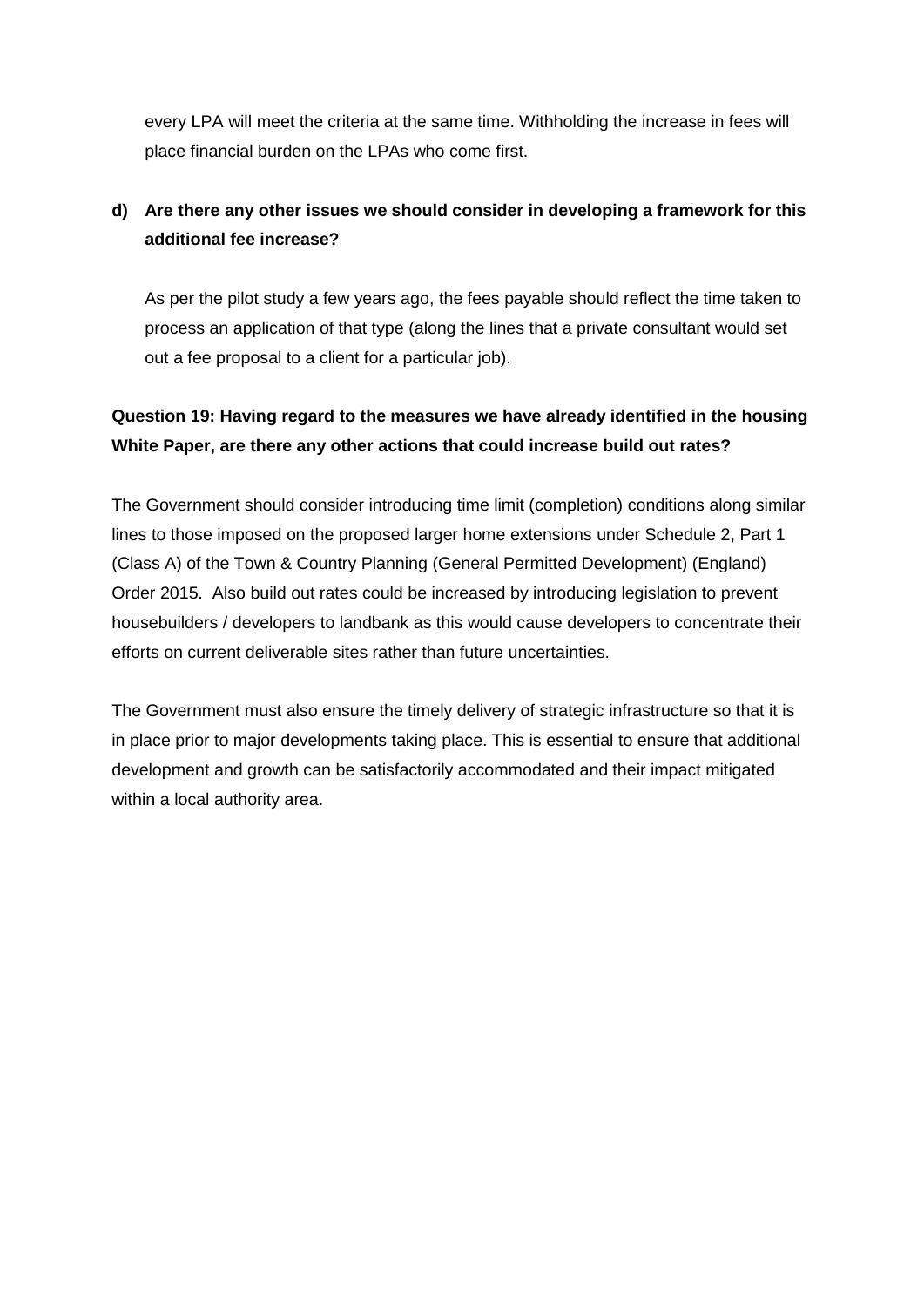every LPA will meet the criteria at the same time. Withholding the increase in fees will place financial burden on the LPAs who come first.

**d) Are there any other issues we should consider in developing a framework for this additional fee increase?**

As per the pilot study a few years ago, the fees payable should reflect the time taken to process an application of that type (along the lines that a private consultant would set out a fee proposal to a client for a particular job).

**Question 19: Having regard to the measures we have already identified in the housing White Paper, are there any other actions that could increase build out rates?**

The Government should consider introducing time limit (completion) conditions along similar lines to those imposed on the proposed larger home extensions under Schedule 2, Part 1 (Class A) of the Town & Country Planning (General Permitted Development) (England) Order 2015. Also build out rates could be increased by introducing legislation to prevent housebuilders / developers to landbank as this would cause developers to concentrate their efforts on current deliverable sites rather than future uncertainties.

The Government must also ensure the timely delivery of strategic infrastructure so that it is in place prior to major developments taking place. This is essential to ensure that additional development and growth can be satisfactorily accommodated and their impact mitigated within a local authority area.